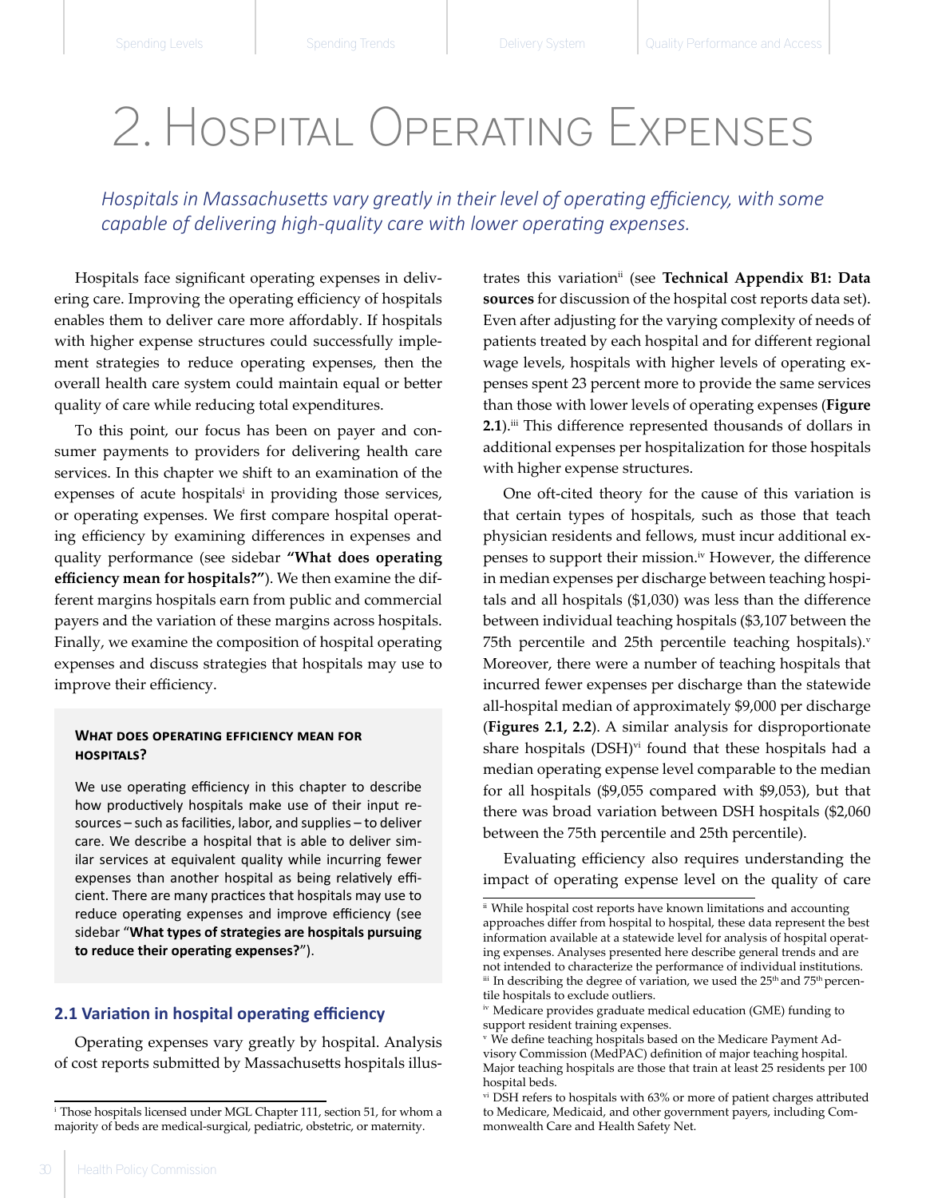# 2. Hospital Operating Expenses

*Hospitals in Massachusetts vary greatly in their level of operating efficiency, with some capable of delivering high-quality care with lower operating expenses.*

Hospitals face significant operating expenses in delivering care. Improving the operating efficiency of hospitals enables them to deliver care more affordably. If hospitals with higher expense structures could successfully implement strategies to reduce operating expenses, then the overall health care system could maintain equal or better quality of care while reducing total expenditures.

To this point, our focus has been on payer and consumer payments to providers for delivering health care services. In this chapter we shift to an examination of the expenses of acute hospitals[i] in providing those services, or operating expenses. We first compare hospital operating efficiency by examining differences in expenses and quality performance (see sidebar **"What does operating efficiency mean for hospitals?"**). We then examine the different margins hospitals earn from public and commercial payers and the variation of these margins across hospitals. Finally, we examine the composition of hospital operating expenses and discuss strategies that hospitals may use to improve their efficiency.

#### What does operating efficiency mean for hospitals?

We use operating efficiency in this chapter to describe how productively hospitals make use of their input resources – such as facilities, labor, and supplies – to deliver care. We describe a hospital that is able to deliver similar services at equivalent quality while incurring fewer expenses than another hospital as being relatively efficient. There are many practices that hospitals may use to reduce operating expenses and improve efficiency (see sidebar "**What types of strategies are hospitals pursuing to reduce their operating expenses?**").

## 2.1 Variation in hospital operating efficiency

Operating expenses vary greatly by hospital. Analysis of cost reports submitted by Massachusetts hospitals illustrates this variation[ii] (see **Technical Appendix B1: Data sources** for discussion of the hospital cost reports data set). Even after adjusting for the varying complexity of needs of patients treated by each hospital and for different regional wage levels, hospitals with higher levels of operating expenses spent 23 percent more to provide the same services than those with lower levels of operating expenses (**Figure 2.1**).[iii] This difference represented thousands of dollars in additional expenses per hospitalization for those hospitals with higher expense structures.

One oft-cited theory for the cause of this variation is that certain types of hospitals, such as those that teach physician residents and fellows, must incur additional expenses to support their mission.[iv] However, the difference in median expenses per discharge between teaching hospitals and all hospitals ($1,030) was less than the difference between individual teaching hospitals ($3,107 between the 75th percentile and 25th percentile teaching hospitals).[v] Moreover, there were a number of teaching hospitals that incurred fewer expenses per discharge than the statewide all-hospital median of approximately $9,000 per discharge (**Figures 2.1, 2.2**). A similar analysis for disproportionate share hospitals (DSH)[vi] found that these hospitals had a median operating expense level comparable to the median for all hospitals ($9,055 compared with $9,053), but that there was broad variation between DSH hospitals ($2,060 between the 75th percentile and 25th percentile).

Evaluating efficiency also requires understanding the impact of operating expense level on the quality of care

---

[i] Those hospitals licensed under MGL Chapter 111, section 51, for whom a majority of beds are medical-surgical, pediatric, obstetric, or maternity.

[ii] While hospital cost reports have known limitations and accounting approaches differ from hospital to hospital, these data represent the best information available at a statewide level for analysis of hospital operating expenses. Analyses presented here describe general trends and are not intended to characterize the performance of individual institutions.

[iii] In describing the degree of variation, we used the 25th and 75th percentile hospitals to exclude outliers.

[iv] Medicare provides graduate medical education (GME) funding to support resident training expenses.

[v] We define teaching hospitals based on the Medicare Payment Advisory Commission (MedPAC) definition of major teaching hospital. Major teaching hospitals are those that train at least 25 residents per 100 hospital beds.

[vi] DSH refers to hospitals with 63% or more of patient charges attributed to Medicare, Medicaid, and other government payers, including Commonwealth Care and Health Safety Net.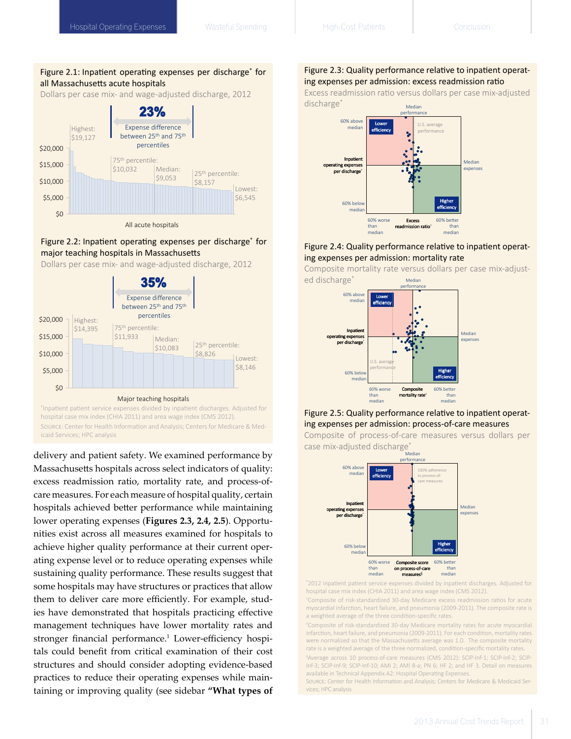Figure 2.1: Inpatient operating expenses per discharge* for all Massachusetts acute hospitals

Dollars per case mix- and wage-adjusted discharge, 2012

23% Expense difference between 25th and 75th percentiles

Highest: $19,127; 75th percentile: $10,032; Median: $9,053; 25th percentile: $8,157; Lowest: $6,545

All acute hospitals

Figure 2.2: Inpatient operating expenses per discharge* for major teaching hospitals in Massachusetts

Dollars per case mix- and wage-adjusted discharge, 2012

35% Expense difference between 25th and 75th percentiles

Highest: $14,395; 75th percentile: $11,933; Median: $10,083; 25th percentile: $8,826; Lowest: $8,146

Major teaching hospitals

*Inpatient patient service expenses divided by inpatient discharges. Adjusted for hospital case mix index (CHIA 2011) and area wage index (CMS 2012).

Source: Center for Health Information and Analysis; Centers for Medicare & Medicaid Services; HPC analysis

delivery and patient safety. We examined performance by Massachusetts hospitals across select indicators of quality: excess readmission ratio, mortality rate, and process-of-care measures. For each measure of hospital quality, certain hospitals achieved better performance while maintaining lower operating expenses (**Figures 2.3, 2.4, 2.5**). Opportunities exist across all measures examined for hospitals to achieve higher quality performance at their current operating expense level or to reduce operating expenses while sustaining quality performance. These results suggest that some hospitals may have structures or practices that allow them to deliver care more efficiently. For example, studies have demonstrated that hospitals practicing effective management techniques have lower mortality rates and stronger financial performance.[1] Lower-efficiency hospitals could benefit from critical examination of their cost structures and should consider adopting evidence-based practices to reduce their operating expenses while maintaining or improving quality (see sidebar **"What types of**

Figure 2.3: Quality performance relative to inpatient operating expenses per admission: excess readmission ratio

Excess readmission ratio versus dollars per case mix-adjusted discharge*

Figure 2.4: Quality performance relative to inpatient operating expenses per admission: mortality rate

Composite mortality rate versus dollars per case mix-adjusted discharge*

Figure 2.5: Quality performance relative to inpatient operating expenses per admission: process-of-care measures

Composite of process-of-care measures versus dollars per case mix-adjusted discharge*

*2012 inpatient patient service expenses divided by inpatient discharges. Adjusted for hospital case mix index (CHIA 2011) and area wage index (CMS 2012).

†Composite of risk-standardized 30-day Medicare excess readmission ratios for acute myocardial infarction, heart failure, and pneumonia (2009-2011). The composite rate is a weighted average of the three condition-specific rates.

‡Composite of risk-standardized 30-day Medicare mortality rates for acute myocardial infarction, heart failure, and pneumonia (2009-2011). For each condition, mortality rates were normalized so that the Massachusetts average was 1.0. The composite mortality rate is a weighted average of the three normalized, condition-specific mortality rates.

§Average across 10 process-of-care measures (CMS 2012): SCIP-Inf-1; SCIP-Inf-2; SCIP-Inf-3; SCIP-Inf-9; SCIP-Inf-10; AMI 2; AMI 8-a; PN 6; HF 2; and HF 3. Detail on measures available in Technical Appendix A2: Hospital Operating Expenses.

Source: Center for Health Information and Analysis; Centers for Medicare & Medicaid Services; HPC analysis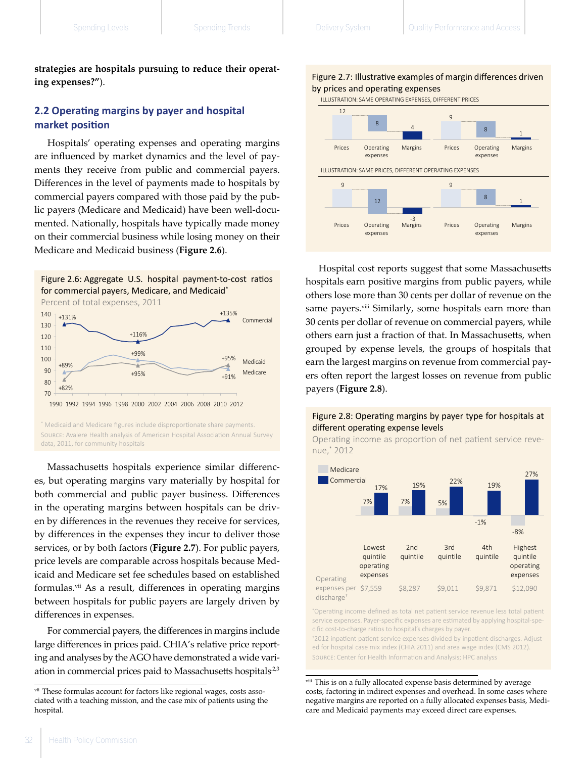**strategies are hospitals pursuing to reduce their operating expenses?"**).

## 2.2 Operating margins by payer and hospital market position

Hospitals' operating expenses and operating margins are influenced by market dynamics and the level of payments they receive from public and commercial payers. Differences in the level of payments made to hospitals by commercial payers compared with those paid by the public payers (Medicare and Medicaid) have been well-documented. Nationally, hospitals have typically made money on their commercial business while losing money on their Medicare and Medicaid business (**Figure 2.6**).

Figure 2.6: Aggregate U.S. hospital payment-to-cost ratios for commercial payers, Medicare, and Medicaid*

Percent of total expenses, 2011

| Payer | 1990 | 2000 | 2011 |
|---|---|---|---|
| Commercial | +131% | +116% | +135% |
| Medicaid | +82% | +95% | +95% |
| Medicare | +89% | +99% | +91% |

\* Medicaid and Medicare figures include disproportionate share payments.

SOURCE: Avalere Health analysis of American Hospital Association Annual Survey data, 2011, for community hospitals

Massachusetts hospitals experience similar differences, but operating margins vary materially by hospital for both commercial and public payer business. Differences in the operating margins between hospitals can be driven by differences in the revenues they receive for services, by differences in the expenses they incur to deliver those services, or by both factors (**Figure 2.7**). For public payers, price levels are comparable across hospitals because Medicaid and Medicare set fee schedules based on established formulas.[vii] As a result, differences in operating margins between hospitals for public payers are largely driven by differences in expenses.

For commercial payers, the differences in margins include large differences in prices paid. CHIA's relative price reporting and analyses by the AGO have demonstrated a wide variation in commercial prices paid to Massachusetts hospitals[2,3]

[vii] These formulas account for factors like regional wages, costs associated with a teaching mission, and the case mix of patients using the hospital.

Figure 2.7: Illustrative examples of margin differences driven by prices and operating expenses

ILLUSTRATION: SAME OPERATING EXPENSES, DIFFERENT PRICES

| | Prices | Operating expenses | Margins |
|---|---|---|---|
| Example 1 | 12 | 8 | 4 |
| Example 2 | 9 | 8 | 1 |

ILLUSTRATION: SAME PRICES, DIFFERENT OPERATING EXPENSES

| | Prices | Operating expenses | Margins |
|---|---|---|---|
| Example 1 | 9 | 12 | -3 |
| Example 2 | 9 | 8 | 1 |

Hospital cost reports suggest that some Massachusetts hospitals earn positive margins from public payers, while others lose more than 30 cents per dollar of revenue on the same payers.[viii] Similarly, some hospitals earn more than 30 cents per dollar of revenue on commercial payers, while others earn just a fraction of that. In Massachusetts, when grouped by expense levels, the groups of hospitals that earn the largest margins on revenue from commercial payers often report the largest losses on revenue from public payers (**Figure 2.8**).

Figure 2.8: Operating margins by payer type for hospitals at different operating expense levels

Operating income as proportion of net patient service revenue,* 2012

| | Lowest quintile operating expenses | 2nd quintile | 3rd quintile | 4th quintile | Highest quintile operating expenses |
|---|---|---|---|---|---|
| Medicare | 7% | 7% | 5% | -1% | -8% |
| Commercial | 17% | 19% | 22% | 19% | 27% |
| Operating expenses per discharge† | $7,559 | $8,287 | $9,011 | $9,871 | $12,090 |

\*Operating income defined as total net patient service revenue less total patient service expenses. Payer-specific expenses are estimated by applying hospital-specific cost-to-charge ratios to hospital's charges by payer.

†2012 inpatient patient service expenses divided by inpatient discharges. Adjusted for hospital case mix index (CHIA 2011) and area wage index (CMS 2012).

SOURCE: Center for Health Information and Analysis; HPC analysis

[viii] This is on a fully allocated expense basis determined by average costs, factoring in indirect expenses and overhead. In some cases where negative margins are reported on a fully allocated expenses basis, Medicare and Medicaid payments may exceed direct care expenses.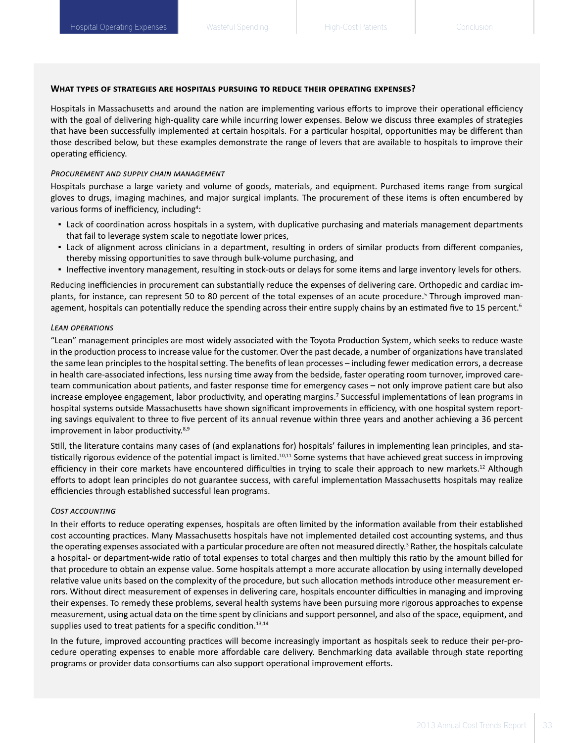### What types of strategies are hospitals pursuing to reduce their operating expenses?

Hospitals in Massachusetts and around the nation are implementing various efforts to improve their operational efficiency with the goal of delivering high-quality care while incurring lower expenses. Below we discuss three examples of strategies that have been successfully implemented at certain hospitals. For a particular hospital, opportunities may be different than those described below, but these examples demonstrate the range of levers that are available to hospitals to improve their operating efficiency.

#### *Procurement and supply chain management*

Hospitals purchase a large variety and volume of goods, materials, and equipment. Purchased items range from surgical gloves to drugs, imaging machines, and major surgical implants. The procurement of these items is often encumbered by various forms of inefficiency, including[4]:

- Lack of coordination across hospitals in a system, with duplicative purchasing and materials management departments that fail to leverage system scale to negotiate lower prices,
- Lack of alignment across clinicians in a department, resulting in orders of similar products from different companies, thereby missing opportunities to save through bulk-volume purchasing, and
- Ineffective inventory management, resulting in stock-outs or delays for some items and large inventory levels for others.

Reducing inefficiencies in procurement can substantially reduce the expenses of delivering care. Orthopedic and cardiac implants, for instance, can represent 50 to 80 percent of the total expenses of an acute procedure.[5] Through improved management, hospitals can potentially reduce the spending across their entire supply chains by an estimated five to 15 percent.[6]

#### *Lean operations*

"Lean" management principles are most widely associated with the Toyota Production System, which seeks to reduce waste in the production process to increase value for the customer. Over the past decade, a number of organizations have translated the same lean principles to the hospital setting. The benefits of lean processes – including fewer medication errors, a decrease in health care-associated infections, less nursing time away from the bedside, faster operating room turnover, improved care-team communication about patients, and faster response time for emergency cases – not only improve patient care but also increase employee engagement, labor productivity, and operating margins.[7] Successful implementations of lean programs in hospital systems outside Massachusetts have shown significant improvements in efficiency, with one hospital system reporting savings equivalent to three to five percent of its annual revenue within three years and another achieving a 36 percent improvement in labor productivity.[8,9]

Still, the literature contains many cases of (and explanations for) hospitals' failures in implementing lean principles, and statistically rigorous evidence of the potential impact is limited.[10,11] Some systems that have achieved great success in improving efficiency in their core markets have encountered difficulties in trying to scale their approach to new markets.[12] Although efforts to adopt lean principles do not guarantee success, with careful implementation Massachusetts hospitals may realize efficiencies through established successful lean programs.

#### *Cost accounting*

In their efforts to reduce operating expenses, hospitals are often limited by the information available from their established cost accounting practices. Many Massachusetts hospitals have not implemented detailed cost accounting systems, and thus the operating expenses associated with a particular procedure are often not measured directly.[3] Rather, the hospitals calculate a hospital- or department-wide ratio of total expenses to total charges and then multiply this ratio by the amount billed for that procedure to obtain an expense value. Some hospitals attempt a more accurate allocation by using internally developed relative value units based on the complexity of the procedure, but such allocation methods introduce other measurement errors. Without direct measurement of expenses in delivering care, hospitals encounter difficulties in managing and improving their expenses. To remedy these problems, several health systems have been pursuing more rigorous approaches to expense measurement, using actual data on the time spent by clinicians and support personnel, and also of the space, equipment, and supplies used to treat patients for a specific condition.[13,14]

In the future, improved accounting practices will become increasingly important as hospitals seek to reduce their per-procedure operating expenses to enable more affordable care delivery. Benchmarking data available through state reporting programs or provider data consortiums can also support operational improvement efforts.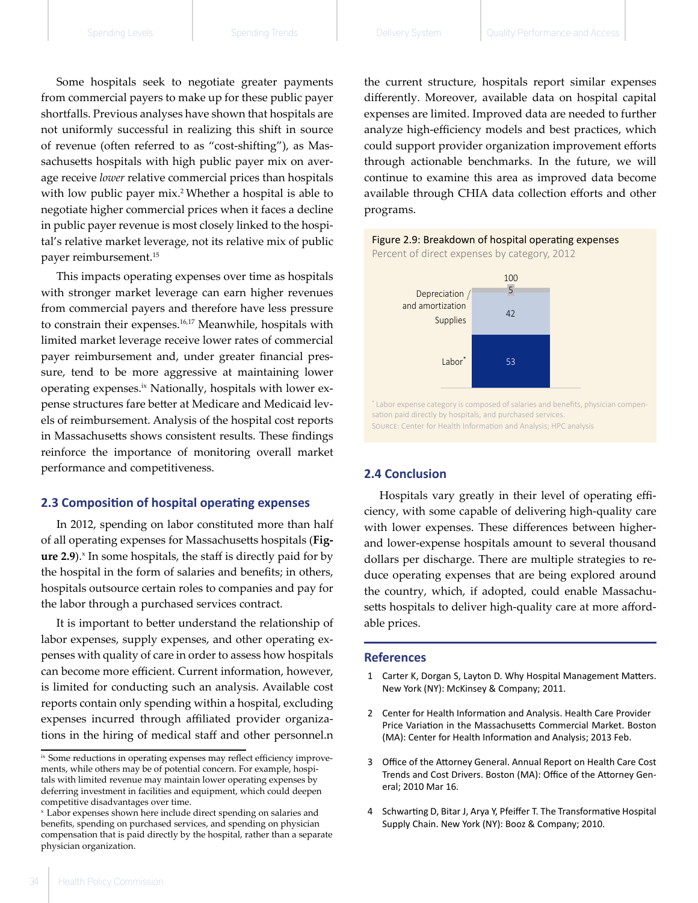Some hospitals seek to negotiate greater payments from commercial payers to make up for these public payer shortfalls. Previous analyses have shown that hospitals are not uniformly successful in realizing this shift in source of revenue (often referred to as "cost-shifting"), as Massachusetts hospitals with high public payer mix on average receive *lower* relative commercial prices than hospitals with low public payer mix.[2] Whether a hospital is able to negotiate higher commercial prices when it faces a decline in public payer revenue is most closely linked to the hospital's relative market leverage, not its relative mix of public payer reimbursement.[15]

This impacts operating expenses over time as hospitals with stronger market leverage can earn higher revenues from commercial payers and therefore have less pressure to constrain their expenses.[16,17] Meanwhile, hospitals with limited market leverage receive lower rates of commercial payer reimbursement and, under greater financial pressure, tend to be more aggressive at maintaining lower operating expenses.[ix] Nationally, hospitals with lower expense structures fare better at Medicare and Medicaid levels of reimbursement. Analysis of the hospital cost reports in Massachusetts shows consistent results. These findings reinforce the importance of monitoring overall market performance and competitiveness.

## 2.3 Composition of hospital operating expenses

In 2012, spending on labor constituted more than half of all operating expenses for Massachusetts hospitals (**Figure 2.9**).[x] In some hospitals, the staff is directly paid for by the hospital in the form of salaries and benefits; in others, hospitals outsource certain roles to companies and pay for the labor through a purchased services contract.

It is important to better understand the relationship of labor expenses, supply expenses, and other operating expenses with quality of care in order to assess how hospitals can become more efficient. Current information, however, is limited for conducting such an analysis. Available cost reports contain only spending within a hospital, excluding expenses incurred through affiliated provider organizations in the hiring of medical staff and other personnel.n the current structure, hospitals report similar expenses differently. Moreover, available data on hospital capital expenses are limited. Improved data are needed to further analyze high-efficiency models and best practices, which could support provider organization improvement efforts through actionable benchmarks. In the future, we will continue to examine this area as improved data become available through CHIA data collection efforts and other programs.

Figure 2.9: Breakdown of hospital operating expenses

Percent of direct expenses by category, 2012

| Category | Percent |
|---|---|
| Depreciation and amortization | 5 |
| Supplies | 42 |
| Labor* | 53 |
| Total | 100 |

\* Labor expense category is composed of salaries and benefits, physician compensation paid directly by hospitals, and purchased services.

Source: Center for Health Information and Analysis; HPC analysis

## 2.4 Conclusion

Hospitals vary greatly in their level of operating efficiency, with some capable of delivering high-quality care with lower expenses. These differences between higher- and lower-expense hospitals amount to several thousand dollars per discharge. There are multiple strategies to reduce operating expenses that are being explored around the country, which, if adopted, could enable Massachusetts hospitals to deliver high-quality care at more affordable prices.

## References

1. Carter K, Dorgan S, Layton D. Why Hospital Management Matters. New York (NY): McKinsey & Company; 2011.
2. Center for Health Information and Analysis. Health Care Provider Price Variation in the Massachusetts Commercial Market. Boston (MA): Center for Health Information and Analysis; 2013 Feb.
3. Office of the Attorney General. Annual Report on Health Care Cost Trends and Cost Drivers. Boston (MA): Office of the Attorney General; 2010 Mar 16.
4. Schwarting D, Bitar J, Arya Y, Pfeiffer T. The Transformative Hospital Supply Chain. New York (NY): Booz & Company; 2010.

---

[ix] Some reductions in operating expenses may reflect efficiency improvements, while others may be of potential concern. For example, hospitals with limited revenue may maintain lower operating expenses by deferring investment in facilities and equipment, which could deepen competitive disadvantages over time.

[x] Labor expenses shown here include direct spending on salaries and benefits, spending on purchased services, and spending on physician compensation that is paid directly by the hospital, rather than a separate physician organization.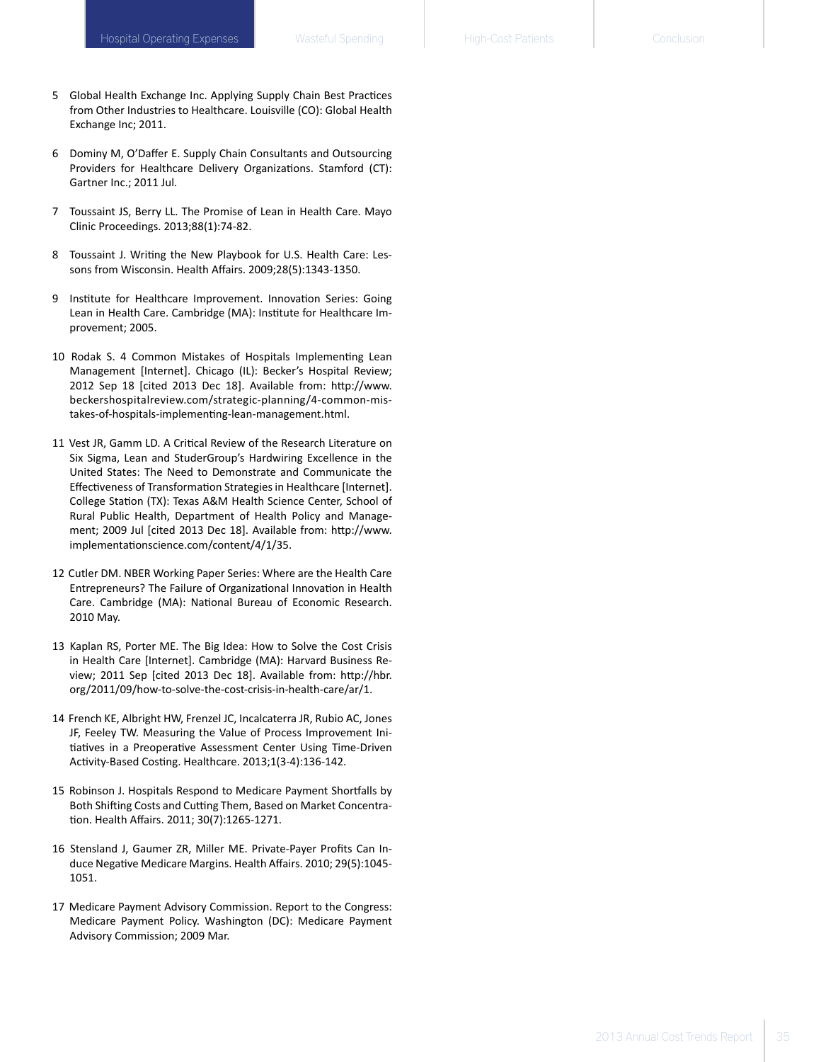5 Global Health Exchange Inc. Applying Supply Chain Best Practices from Other Industries to Healthcare. Louisville (CO): Global Health Exchange Inc; 2011.

6 Dominy M, O'Daffer E. Supply Chain Consultants and Outsourcing Providers for Healthcare Delivery Organizations. Stamford (CT): Gartner Inc.; 2011 Jul.

7 Toussaint JS, Berry LL. The Promise of Lean in Health Care. Mayo Clinic Proceedings. 2013;88(1):74-82.

8 Toussaint J. Writing the New Playbook for U.S. Health Care: Lessons from Wisconsin. Health Affairs. 2009;28(5):1343-1350.

9 Institute for Healthcare Improvement. Innovation Series: Going Lean in Health Care. Cambridge (MA): Institute for Healthcare Improvement; 2005.

10 Rodak S. 4 Common Mistakes of Hospitals Implementing Lean Management [Internet]. Chicago (IL): Becker's Hospital Review; 2012 Sep 18 [cited 2013 Dec 18]. Available from: http://www.beckershospitalreview.com/strategic-planning/4-common-mistakes-of-hospitals-implementing-lean-management.html.

11 Vest JR, Gamm LD. A Critical Review of the Research Literature on Six Sigma, Lean and StuderGroup's Hardwiring Excellence in the United States: The Need to Demonstrate and Communicate the Effectiveness of Transformation Strategies in Healthcare [Internet]. College Station (TX): Texas A&M Health Science Center, School of Rural Public Health, Department of Health Policy and Management; 2009 Jul [cited 2013 Dec 18]. Available from: http://www.implementationscience.com/content/4/1/35.

12 Cutler DM. NBER Working Paper Series: Where are the Health Care Entrepreneurs? The Failure of Organizational Innovation in Health Care. Cambridge (MA): National Bureau of Economic Research. 2010 May.

13 Kaplan RS, Porter ME. The Big Idea: How to Solve the Cost Crisis in Health Care [Internet]. Cambridge (MA): Harvard Business Review; 2011 Sep [cited 2013 Dec 18]. Available from: http://hbr.org/2011/09/how-to-solve-the-cost-crisis-in-health-care/ar/1.

14 French KE, Albright HW, Frenzel JC, Incalcaterra JR, Rubio AC, Jones JF, Feeley TW. Measuring the Value of Process Improvement Initiatives in a Preoperative Assessment Center Using Time-Driven Activity-Based Costing. Healthcare. 2013;1(3-4):136-142.

15 Robinson J. Hospitals Respond to Medicare Payment Shortfalls by Both Shifting Costs and Cutting Them, Based on Market Concentration. Health Affairs. 2011; 30(7):1265-1271.

16 Stensland J, Gaumer ZR, Miller ME. Private-Payer Profits Can Induce Negative Medicare Margins. Health Affairs. 2010; 29(5):1045-1051.

17 Medicare Payment Advisory Commission. Report to the Congress: Medicare Payment Policy. Washington (DC): Medicare Payment Advisory Commission; 2009 Mar.